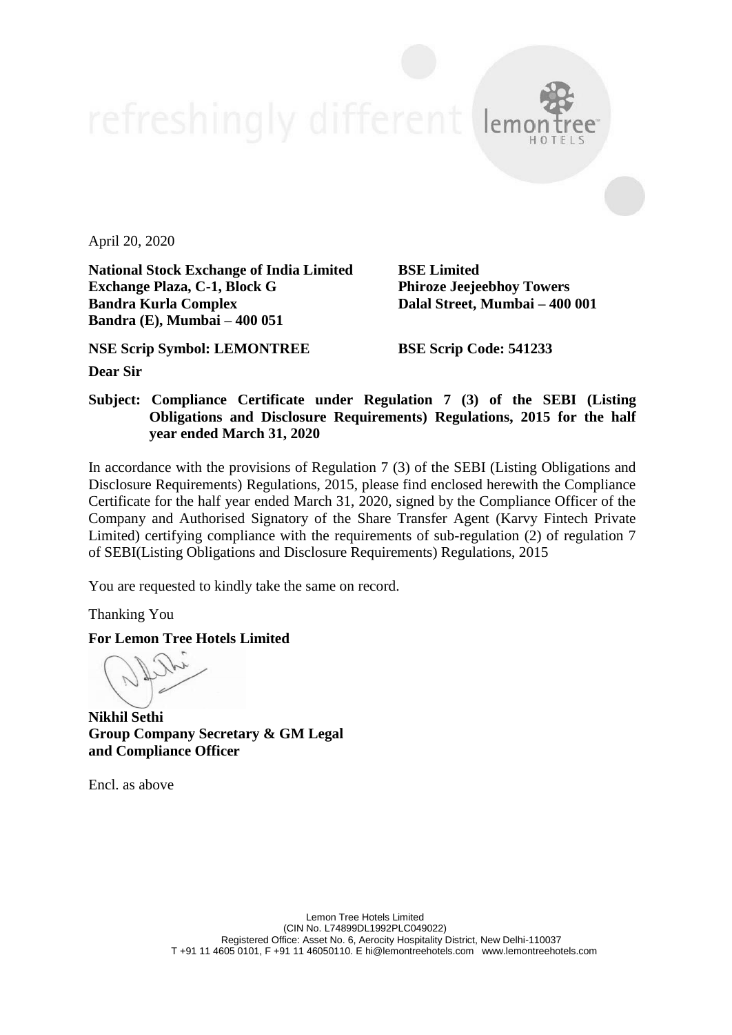April 20, 2020

**National Stock Exchange of India Limited**
**Exchange Plaza, C-1, Block G**
**Bandra Kurla Complex**
**Bandra (E), Mumbai – 400 051**

**BSE Limited**
**Phiroze Jeejeebhoy Towers**
**Dalal Street, Mumbai – 400 001**

**NSE Scrip Symbol: LEMONTREE**

**BSE Scrip Code: 541233**

**Dear Sir**

**Subject: Compliance Certificate under Regulation 7 (3) of the SEBI (Listing Obligations and Disclosure Requirements) Regulations, 2015 for the half year ended March 31, 2020**

In accordance with the provisions of Regulation 7 (3) of the SEBI (Listing Obligations and Disclosure Requirements) Regulations, 2015, please find enclosed herewith the Compliance Certificate for the half year ended March 31, 2020, signed by the Compliance Officer of the Company and Authorised Signatory of the Share Transfer Agent (Karvy Fintech Private Limited) certifying compliance with the requirements of sub-regulation (2) of regulation 7 of SEBI(Listing Obligations and Disclosure Requirements) Regulations, 2015

You are requested to kindly take the same on record.

Thanking You

**For Lemon Tree Hotels Limited**

**Nikhil Sethi**
**Group Company Secretary & GM Legal and Compliance Officer**

Encl. as above

Lemon Tree Hotels Limited
(CIN No. L74899DL1992PLC049022)
Registered Office: Asset No. 6, Aerocity Hospitality District, New Delhi-110037
T +91 11 4605 0101, F +91 11 46050110. E hi@lemontreehotels.com www.lemontreehotels.com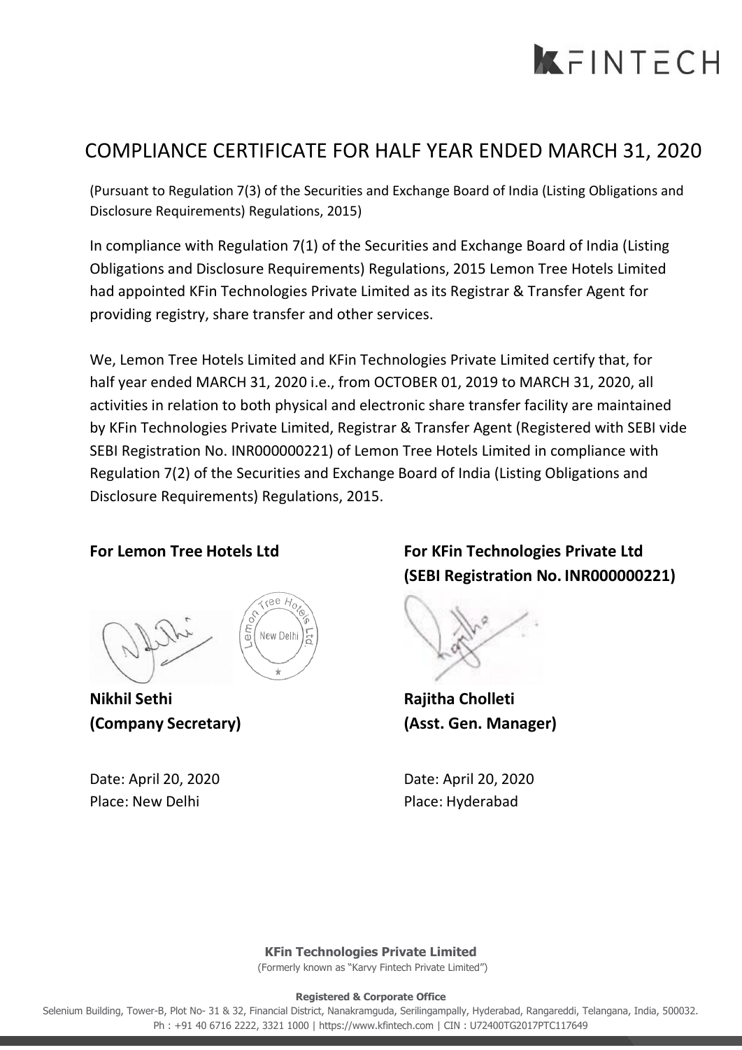# COMPLIANCE CERTIFICATE FOR HALF YEAR ENDED MARCH 31, 2020

(Pursuant to Regulation 7(3) of the Securities and Exchange Board of India (Listing Obligations and Disclosure Requirements) Regulations, 2015)

In compliance with Regulation 7(1) of the Securities and Exchange Board of India (Listing Obligations and Disclosure Requirements) Regulations, 2015 Lemon Tree Hotels Limited had appointed KFin Technologies Private Limited as its Registrar & Transfer Agent for providing registry, share transfer and other services.

We, Lemon Tree Hotels Limited and KFin Technologies Private Limited certify that, for half year ended MARCH 31, 2020 i.e., from OCTOBER 01, 2019 to MARCH 31, 2020, all activities in relation to both physical and electronic share transfer facility are maintained by KFin Technologies Private Limited, Registrar & Transfer Agent (Registered with SEBI vide SEBI Registration No. INR000000221) of Lemon Tree Hotels Limited in compliance with Regulation 7(2) of the Securities and Exchange Board of India (Listing Obligations and Disclosure Requirements) Regulations, 2015.

**For Lemon Tree Hotels Ltd**

**Nikhil Sethi**
**(Company Secretary)**

Date: April 20, 2020
Place: New Delhi

**For KFin Technologies Private Ltd**
**(SEBI Registration No. INR000000221)**

**Rajitha Cholleti**
**(Asst. Gen. Manager)**

Date: April 20, 2020
Place: Hyderabad

**KFin Technologies Private Limited**
(Formerly known as "Karvy Fintech Private Limited")

**Registered & Corporate Office**
Selenium Building, Tower-B, Plot No- 31 & 32, Financial District, Nanakramguda, Serilingampally, Hyderabad, Rangareddi, Telangana, India, 500032.
Ph : +91 40 6716 2222, 3321 1000 | https://www.kfintech.com | CIN : U72400TG2017PTC117649